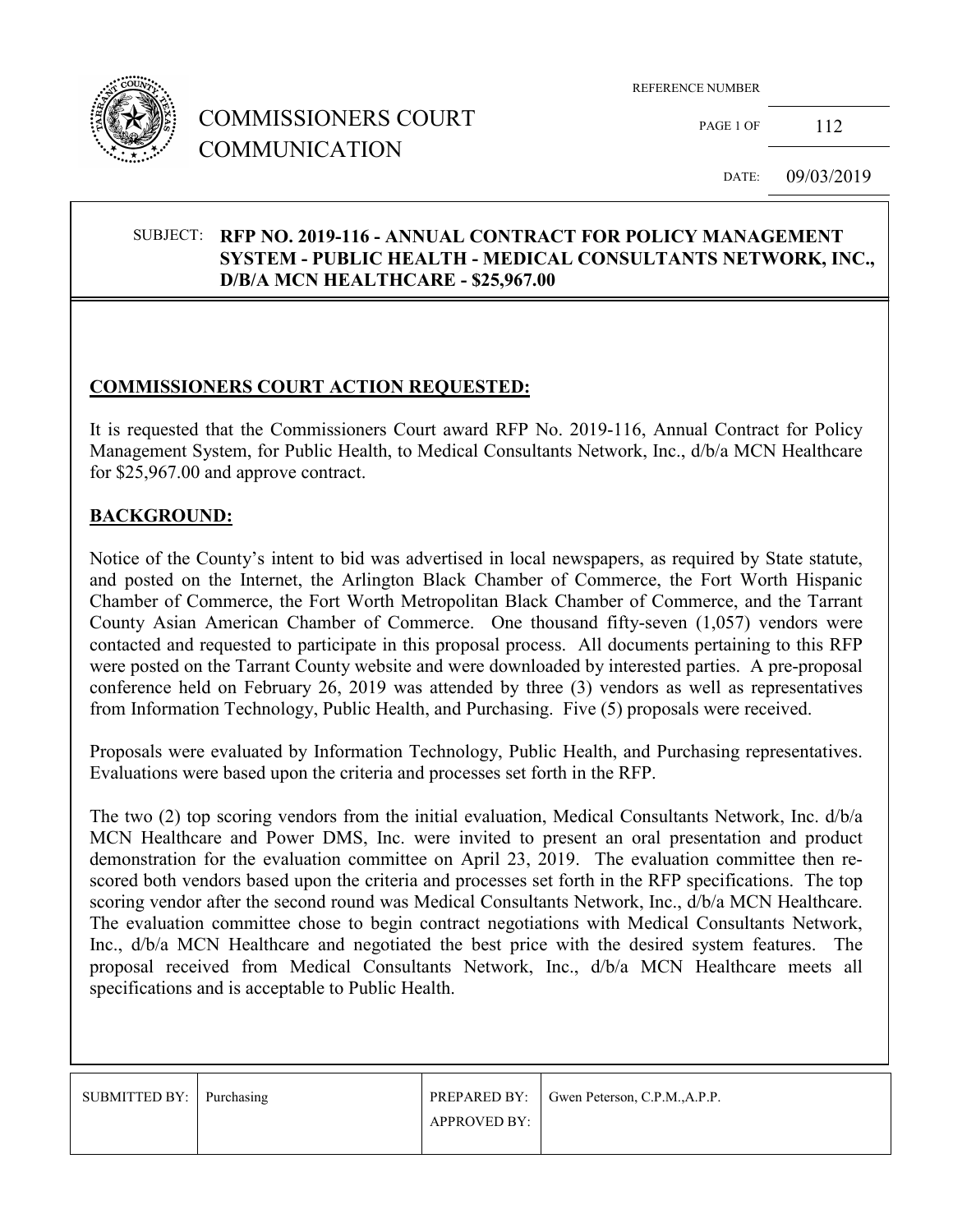# COMMISSIONERS COURT COMMUNICATION

| REFERENCE NUMBER | 112 |
|---|---|
| DATE: | 09/03/2019 |

**SUBJECT: RFP NO. 2019-116 - ANNUAL CONTRACT FOR POLICY MANAGEMENT SYSTEM - PUBLIC HEALTH - MEDICAL CONSULTANTS NETWORK, INC., D/B/A MCN HEALTHCARE - $25,967.00**

## COMMISSIONERS COURT ACTION REQUESTED:

It is requested that the Commissioners Court award RFP No. 2019-116, Annual Contract for Policy Management System, for Public Health, to Medical Consultants Network, Inc., d/b/a MCN Healthcare for $25,967.00 and approve contract.

## BACKGROUND:

Notice of the County's intent to bid was advertised in local newspapers, as required by State statute, and posted on the Internet, the Arlington Black Chamber of Commerce, the Fort Worth Hispanic Chamber of Commerce, the Fort Worth Metropolitan Black Chamber of Commerce, and the Tarrant County Asian American Chamber of Commerce. One thousand fifty-seven (1,057) vendors were contacted and requested to participate in this proposal process. All documents pertaining to this RFP were posted on the Tarrant County website and were downloaded by interested parties. A pre-proposal conference held on February 26, 2019 was attended by three (3) vendors as well as representatives from Information Technology, Public Health, and Purchasing. Five (5) proposals were received.

Proposals were evaluated by Information Technology, Public Health, and Purchasing representatives. Evaluations were based upon the criteria and processes set forth in the RFP.

The two (2) top scoring vendors from the initial evaluation, Medical Consultants Network, Inc. d/b/a MCN Healthcare and Power DMS, Inc. were invited to present an oral presentation and product demonstration for the evaluation committee on April 23, 2019. The evaluation committee then re-scored both vendors based upon the criteria and processes set forth in the RFP specifications. The top scoring vendor after the second round was Medical Consultants Network, Inc., d/b/a MCN Healthcare. The evaluation committee chose to begin contract negotiations with Medical Consultants Network, Inc., d/b/a MCN Healthcare and negotiated the best price with the desired system features. The proposal received from Medical Consultants Network, Inc., d/b/a MCN Healthcare meets all specifications and is acceptable to Public Health.

| SUBMITTED BY: | Purchasing | PREPARED BY: | Gwen Peterson, C.P.M.,A.P.P. |
|---|---|---|---|
| | | APPROVED BY: | |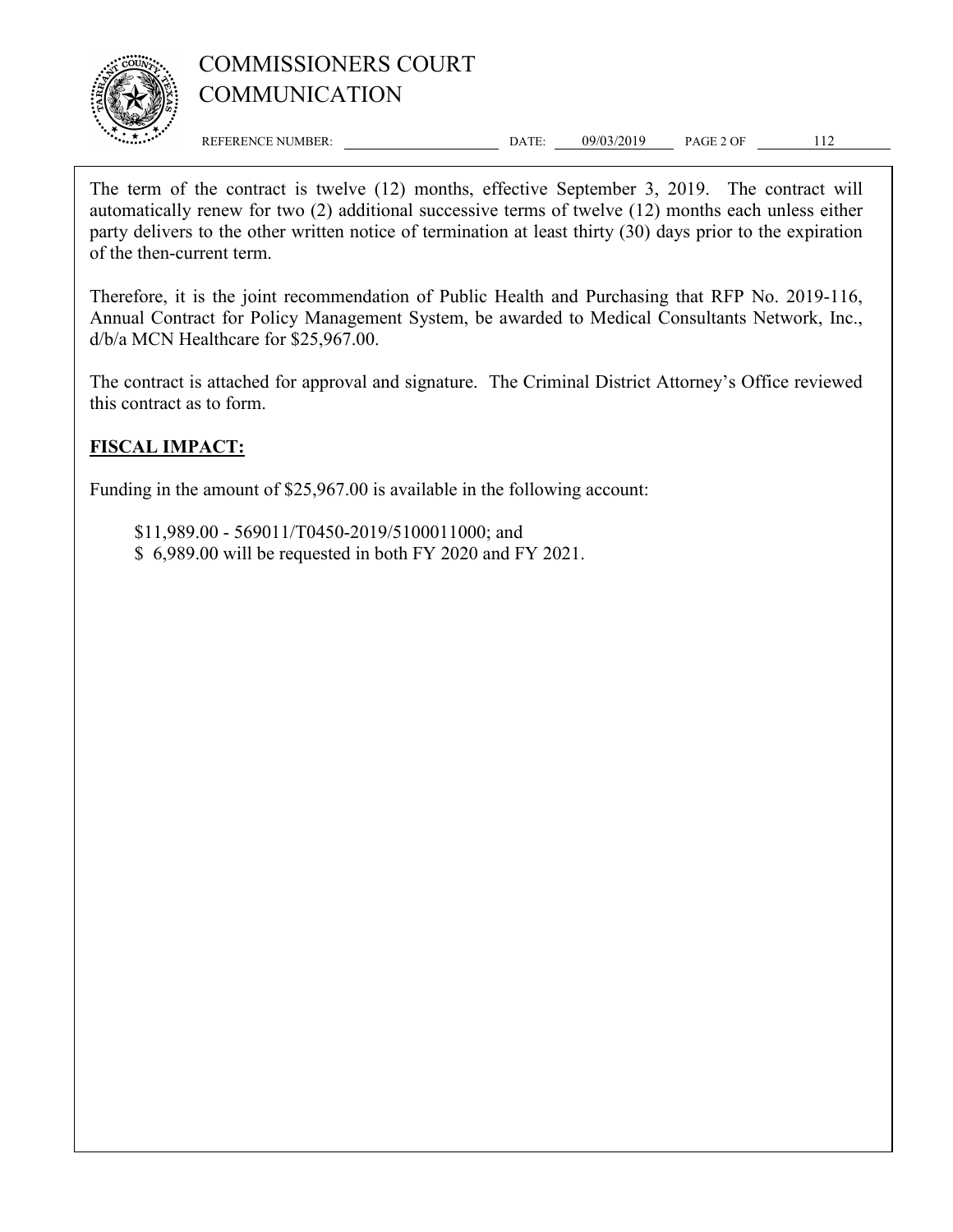The term of the contract is twelve (12) months, effective September 3, 2019. The contract will automatically renew for two (2) additional successive terms of twelve (12) months each unless either party delivers to the other written notice of termination at least thirty (30) days prior to the expiration of the then-current term.

Therefore, it is the joint recommendation of Public Health and Purchasing that RFP No. 2019-116, Annual Contract for Policy Management System, be awarded to Medical Consultants Network, Inc., d/b/a MCN Healthcare for $25,967.00.

The contract is attached for approval and signature. The Criminal District Attorney's Office reviewed this contract as to form.

**FISCAL IMPACT:**

Funding in the amount of $25,967.00 is available in the following account:

$11,989.00 - 569011/T0450-2019/5100011000; and
$ 6,989.00 will be requested in both FY 2020 and FY 2021.